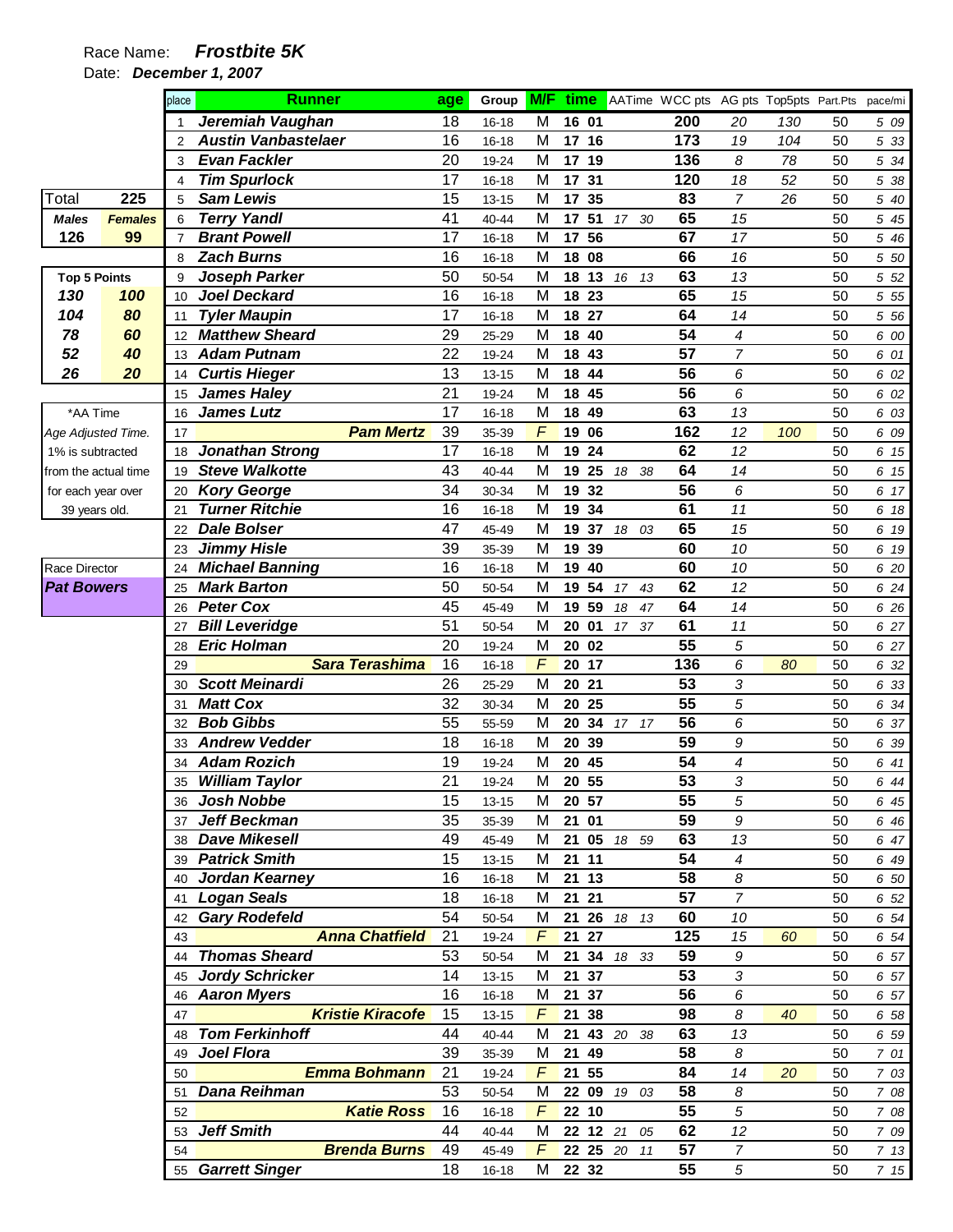Race Name: ***Frostbite 5K***

Date: ***December 1, 2007***

| Total | 225 |
|---|---|
| **Males** | **Females** |
| 126 | 99 |

| Top 5 Points | |
|---|---|
| 130 | 100 |
| 104 | 80 |
| 78 | 60 |
| 52 | 40 |
| 26 | 20 |

*AA Time
Age Adjusted Time.
1% is subtracted from the actual time for each year over 39 years old.

Race Director
**Pat Bowers**

| place | Runner | age | Group | M/F | time | AATime | WCC pts | AG pts | Top5pts | Part.Pts | pace/mi |
|---|---|---|---|---|---|---|---|---|---|---|---|
| 1 | Jeremiah Vaughan | 18 | 16-18 | M | 16 01 | | 200 | 20 | 130 | 50 | 5 09 |
| 2 | Austin Vanbastelaer | 16 | 16-18 | M | 17 16 | | 173 | 19 | 104 | 50 | 5 33 |
| 3 | Evan Fackler | 20 | 19-24 | M | 17 19 | | 136 | 8 | 78 | 50 | 5 34 |
| 4 | Tim Spurlock | 17 | 16-18 | M | 17 31 | | 120 | 18 | 52 | 50 | 5 38 |
| 5 | Sam Lewis | 15 | 13-15 | M | 17 35 | | 83 | 7 | 26 | 50 | 5 40 |
| 6 | Terry Yandl | 41 | 40-44 | M | 17 51 | 17 30 | 65 | 15 | | 50 | 5 45 |
| 7 | Brant Powell | 17 | 16-18 | M | 17 56 | | 67 | 17 | | 50 | 5 46 |
| 8 | Zach Burns | 16 | 16-18 | M | 18 08 | | 66 | 16 | | 50 | 5 50 |
| 9 | Joseph Parker | 50 | 50-54 | M | 18 13 | 16 13 | 63 | 13 | | 50 | 5 52 |
| 10 | Joel Deckard | 16 | 16-18 | M | 18 23 | | 65 | 15 | | 50 | 5 55 |
| 11 | Tyler Maupin | 17 | 16-18 | M | 18 27 | | 64 | 14 | | 50 | 5 56 |
| 12 | Matthew Sheard | 29 | 25-29 | M | 18 40 | | 54 | 4 | | 50 | 6 00 |
| 13 | Adam Putnam | 22 | 19-24 | M | 18 43 | | 57 | 7 | | 50 | 6 01 |
| 14 | Curtis Hieger | 13 | 13-15 | M | 18 44 | | 56 | 6 | | 50 | 6 02 |
| 15 | James Haley | 21 | 19-24 | M | 18 45 | | 56 | 6 | | 50 | 6 02 |
| 16 | James Lutz | 17 | 16-18 | M | 18 49 | | 63 | 13 | | 50 | 6 03 |
| 17 | Pam Mertz | 39 | 35-39 | F | 19 06 | | 162 | 12 | 100 | 50 | 6 09 |
| 18 | Jonathan Strong | 17 | 16-18 | M | 19 24 | | 62 | 12 | | 50 | 6 15 |
| 19 | Steve Walkotte | 43 | 40-44 | M | 19 25 | 18 38 | 64 | 14 | | 50 | 6 15 |
| 20 | Kory George | 34 | 30-34 | M | 19 32 | | 56 | 6 | | 50 | 6 17 |
| 21 | Turner Ritchie | 16 | 16-18 | M | 19 34 | | 61 | 11 | | 50 | 6 18 |
| 22 | Dale Bolser | 47 | 45-49 | M | 19 37 | 18 03 | 65 | 15 | | 50 | 6 19 |
| 23 | Jimmy Hisle | 39 | 35-39 | M | 19 39 | | 60 | 10 | | 50 | 6 19 |
| 24 | Michael Banning | 16 | 16-18 | M | 19 40 | | 60 | 10 | | 50 | 6 20 |
| 25 | Mark Barton | 50 | 50-54 | M | 19 54 | 17 43 | 62 | 12 | | 50 | 6 24 |
| 26 | Peter Cox | 45 | 45-49 | M | 19 59 | 18 47 | 64 | 14 | | 50 | 6 26 |
| 27 | Bill Leveridge | 51 | 50-54 | M | 20 01 | 17 37 | 61 | 11 | | 50 | 6 27 |
| 28 | Eric Holman | 20 | 19-24 | M | 20 02 | | 55 | 5 | | 50 | 6 27 |
| 29 | Sara Terashima | 16 | 16-18 | F | 20 17 | | 136 | 6 | 80 | 50 | 6 32 |
| 30 | Scott Meinardi | 26 | 25-29 | M | 20 21 | | 53 | 3 | | 50 | 6 33 |
| 31 | Matt Cox | 32 | 30-34 | M | 20 25 | | 55 | 5 | | 50 | 6 34 |
| 32 | Bob Gibbs | 55 | 55-59 | M | 20 34 | 17 17 | 56 | 6 | | 50 | 6 37 |
| 33 | Andrew Vedder | 18 | 16-18 | M | 20 39 | | 59 | 9 | | 50 | 6 39 |
| 34 | Adam Rozich | 19 | 19-24 | M | 20 45 | | 54 | 4 | | 50 | 6 41 |
| 35 | William Taylor | 21 | 19-24 | M | 20 55 | | 53 | 3 | | 50 | 6 44 |
| 36 | Josh Nobbe | 15 | 13-15 | M | 20 57 | | 55 | 5 | | 50 | 6 45 |
| 37 | Jeff Beckman | 35 | 35-39 | M | 21 01 | | 59 | 9 | | 50 | 6 46 |
| 38 | Dave Mikesell | 49 | 45-49 | M | 21 05 | 18 59 | 63 | 13 | | 50 | 6 47 |
| 39 | Patrick Smith | 15 | 13-15 | M | 21 11 | | 54 | 4 | | 50 | 6 49 |
| 40 | Jordan Kearney | 16 | 16-18 | M | 21 13 | | 58 | 8 | | 50 | 6 50 |
| 41 | Logan Seals | 18 | 16-18 | M | 21 21 | | 57 | 7 | | 50 | 6 52 |
| 42 | Gary Rodefeld | 54 | 50-54 | M | 21 26 | 18 13 | 60 | 10 | | 50 | 6 54 |
| 43 | Anna Chatfield | 21 | 19-24 | F | 21 27 | | 125 | 15 | 60 | 50 | 6 54 |
| 44 | Thomas Sheard | 53 | 50-54 | M | 21 34 | 18 33 | 59 | 9 | | 50 | 6 57 |
| 45 | Jordy Schricker | 14 | 13-15 | M | 21 37 | | 53 | 3 | | 50 | 6 57 |
| 46 | Aaron Myers | 16 | 16-18 | M | 21 37 | | 56 | 6 | | 50 | 6 57 |
| 47 | Kristie Kiracofe | 15 | 13-15 | F | 21 38 | | 98 | 8 | 40 | 50 | 6 58 |
| 48 | Tom Ferkinhoff | 44 | 40-44 | M | 21 43 | 20 38 | 63 | 13 | | 50 | 6 59 |
| 49 | Joel Flora | 39 | 35-39 | M | 21 49 | | 58 | 8 | | 50 | 7 01 |
| 50 | Emma Bohmann | 21 | 19-24 | F | 21 55 | | 84 | 14 | 20 | 50 | 7 03 |
| 51 | Dana Reihman | 53 | 50-54 | M | 22 09 | 19 03 | 58 | 8 | | 50 | 7 08 |
| 52 | Katie Ross | 16 | 16-18 | F | 22 10 | | 55 | 5 | | 50 | 7 08 |
| 53 | Jeff Smith | 44 | 40-44 | M | 22 12 | 21 05 | 62 | 12 | | 50 | 7 09 |
| 54 | Brenda Burns | 49 | 45-49 | F | 22 25 | 20 11 | 57 | 7 | | 50 | 7 13 |
| 55 | Garrett Singer | 18 | 16-18 | M | 22 32 | | 55 | 5 | | 50 | 7 15 |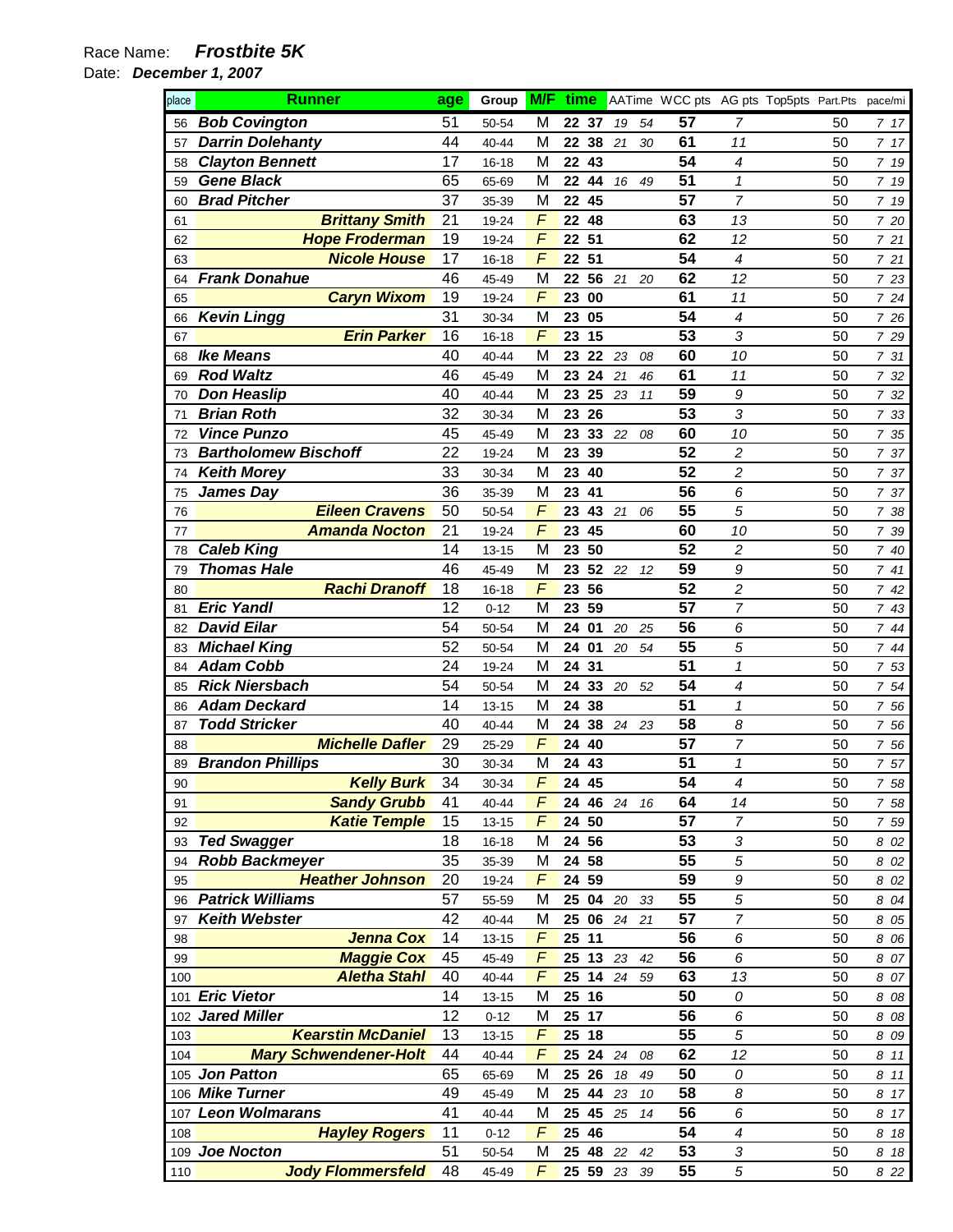Race Name: ***Frostbite 5K***

Date: ***December 1, 2007***

| place | Runner | age | Group | M/F | time | | AATime | | WCC pts | AG pts | Top5pts | Part.Pts | pace/mi |
|---|---|---|---|---|---|---|---|---|---|---|---|---|---|
| 56 | **Bob Covington** | 51 | 50-54 | M | 22 | 37 | 19 | 54 | 57 | 7 | | 50 | 7 17 |
| 57 | **Darrin Dolehanty** | 44 | 40-44 | M | 22 | 38 | 21 | 30 | 61 | 11 | | 50 | 7 17 |
| 58 | **Clayton Bennett** | 17 | 16-18 | M | 22 | 43 | | | 54 | 4 | | 50 | 7 19 |
| 59 | **Gene Black** | 65 | 65-69 | M | 22 | 44 | 16 | 49 | 51 | 1 | | 50 | 7 19 |
| 60 | **Brad Pitcher** | 37 | 35-39 | M | 22 | 45 | | | 57 | 7 | | 50 | 7 19 |
| 61 | **Brittany Smith** | 21 | 19-24 | F | 22 | 48 | | | 63 | 13 | | 50 | 7 20 |
| 62 | **Hope Froderman** | 19 | 19-24 | F | 22 | 51 | | | 62 | 12 | | 50 | 7 21 |
| 63 | **Nicole House** | 17 | 16-18 | F | 22 | 51 | | | 54 | 4 | | 50 | 7 21 |
| 64 | **Frank Donahue** | 46 | 45-49 | M | 22 | 56 | 21 | 20 | 62 | 12 | | 50 | 7 23 |
| 65 | **Caryn Wixom** | 19 | 19-24 | F | 23 | 00 | | | 61 | 11 | | 50 | 7 24 |
| 66 | **Kevin Lingg** | 31 | 30-34 | M | 23 | 05 | | | 54 | 4 | | 50 | 7 26 |
| 67 | **Erin Parker** | 16 | 16-18 | F | 23 | 15 | | | 53 | 3 | | 50 | 7 29 |
| 68 | **Ike Means** | 40 | 40-44 | M | 23 | 22 | 23 | 08 | 60 | 10 | | 50 | 7 31 |
| 69 | **Rod Waltz** | 46 | 45-49 | M | 23 | 24 | 21 | 46 | 61 | 11 | | 50 | 7 32 |
| 70 | **Don Heaslip** | 40 | 40-44 | M | 23 | 25 | 23 | 11 | 59 | 9 | | 50 | 7 32 |
| 71 | **Brian Roth** | 32 | 30-34 | M | 23 | 26 | | | 53 | 3 | | 50 | 7 33 |
| 72 | **Vince Punzo** | 45 | 45-49 | M | 23 | 33 | 22 | 08 | 60 | 10 | | 50 | 7 35 |
| 73 | **Bartholomew Bischoff** | 22 | 19-24 | M | 23 | 39 | | | 52 | 2 | | 50 | 7 37 |
| 74 | **Keith Morey** | 33 | 30-34 | M | 23 | 40 | | | 52 | 2 | | 50 | 7 37 |
| 75 | **James Day** | 36 | 35-39 | M | 23 | 41 | | | 56 | 6 | | 50 | 7 37 |
| 76 | **Eileen Cravens** | 50 | 50-54 | F | 23 | 43 | 21 | 06 | 55 | 5 | | 50 | 7 38 |
| 77 | **Amanda Nocton** | 21 | 19-24 | F | 23 | 45 | | | 60 | 10 | | 50 | 7 39 |
| 78 | **Caleb King** | 14 | 13-15 | M | 23 | 50 | | | 52 | 2 | | 50 | 7 40 |
| 79 | **Thomas Hale** | 46 | 45-49 | M | 23 | 52 | 22 | 12 | 59 | 9 | | 50 | 7 41 |
| 80 | **Rachi Dranoff** | 18 | 16-18 | F | 23 | 56 | | | 52 | 2 | | 50 | 7 42 |
| 81 | **Eric Yandl** | 12 | 0-12 | M | 23 | 59 | | | 57 | 7 | | 50 | 7 43 |
| 82 | **David Eilar** | 54 | 50-54 | M | 24 | 01 | 20 | 25 | 56 | 6 | | 50 | 7 44 |
| 83 | **Michael King** | 52 | 50-54 | M | 24 | 01 | 20 | 54 | 55 | 5 | | 50 | 7 44 |
| 84 | **Adam Cobb** | 24 | 19-24 | M | 24 | 31 | | | 51 | 1 | | 50 | 7 53 |
| 85 | **Rick Niersbach** | 54 | 50-54 | M | 24 | 33 | 20 | 52 | 54 | 4 | | 50 | 7 54 |
| 86 | **Adam Deckard** | 14 | 13-15 | M | 24 | 38 | | | 51 | 1 | | 50 | 7 56 |
| 87 | **Todd Stricker** | 40 | 40-44 | M | 24 | 38 | 24 | 23 | 58 | 8 | | 50 | 7 56 |
| 88 | **Michelle Dafler** | 29 | 25-29 | F | 24 | 40 | | | 57 | 7 | | 50 | 7 56 |
| 89 | **Brandon Phillips** | 30 | 30-34 | M | 24 | 43 | | | 51 | 1 | | 50 | 7 57 |
| 90 | **Kelly Burk** | 34 | 30-34 | F | 24 | 45 | | | 54 | 4 | | 50 | 7 58 |
| 91 | **Sandy Grubb** | 41 | 40-44 | F | 24 | 46 | 24 | 16 | 64 | 14 | | 50 | 7 58 |
| 92 | **Katie Temple** | 15 | 13-15 | F | 24 | 50 | | | 57 | 7 | | 50 | 7 59 |
| 93 | **Ted Swagger** | 18 | 16-18 | M | 24 | 56 | | | 53 | 3 | | 50 | 8 02 |
| 94 | **Robb Backmeyer** | 35 | 35-39 | M | 24 | 58 | | | 55 | 5 | | 50 | 8 02 |
| 95 | **Heather Johnson** | 20 | 19-24 | F | 24 | 59 | | | 59 | 9 | | 50 | 8 02 |
| 96 | **Patrick Williams** | 57 | 55-59 | M | 25 | 04 | 20 | 33 | 55 | 5 | | 50 | 8 04 |
| 97 | **Keith Webster** | 42 | 40-44 | M | 25 | 06 | 24 | 21 | 57 | 7 | | 50 | 8 05 |
| 98 | **Jenna Cox** | 14 | 13-15 | F | 25 | 11 | | | 56 | 6 | | 50 | 8 06 |
| 99 | **Maggie Cox** | 45 | 45-49 | F | 25 | 13 | 23 | 42 | 56 | 6 | | 50 | 8 07 |
| 100 | **Aletha Stahl** | 40 | 40-44 | F | 25 | 14 | 24 | 59 | 63 | 13 | | 50 | 8 07 |
| 101 | **Eric Vietor** | 14 | 13-15 | M | 25 | 16 | | | 50 | 0 | | 50 | 8 08 |
| 102 | **Jared Miller** | 12 | 0-12 | M | 25 | 17 | | | 56 | 6 | | 50 | 8 08 |
| 103 | **Kearstin McDaniel** | 13 | 13-15 | F | 25 | 18 | | | 55 | 5 | | 50 | 8 09 |
| 104 | **Mary Schwendener-Holt** | 44 | 40-44 | F | 25 | 24 | 24 | 08 | 62 | 12 | | 50 | 8 11 |
| 105 | **Jon Patton** | 65 | 65-69 | M | 25 | 26 | 18 | 49 | 50 | 0 | | 50 | 8 11 |
| 106 | **Mike Turner** | 49 | 45-49 | M | 25 | 44 | 23 | 10 | 58 | 8 | | 50 | 8 17 |
| 107 | **Leon Wolmarans** | 41 | 40-44 | M | 25 | 45 | 25 | 14 | 56 | 6 | | 50 | 8 17 |
| 108 | **Hayley Rogers** | 11 | 0-12 | F | 25 | 46 | | | 54 | 4 | | 50 | 8 18 |
| 109 | **Joe Nocton** | 51 | 50-54 | M | 25 | 48 | 22 | 42 | 53 | 3 | | 50 | 8 18 |
| 110 | **Jody Flommersfeld** | 48 | 45-49 | F | 25 | 59 | 23 | 39 | 55 | 5 | | 50 | 8 22 |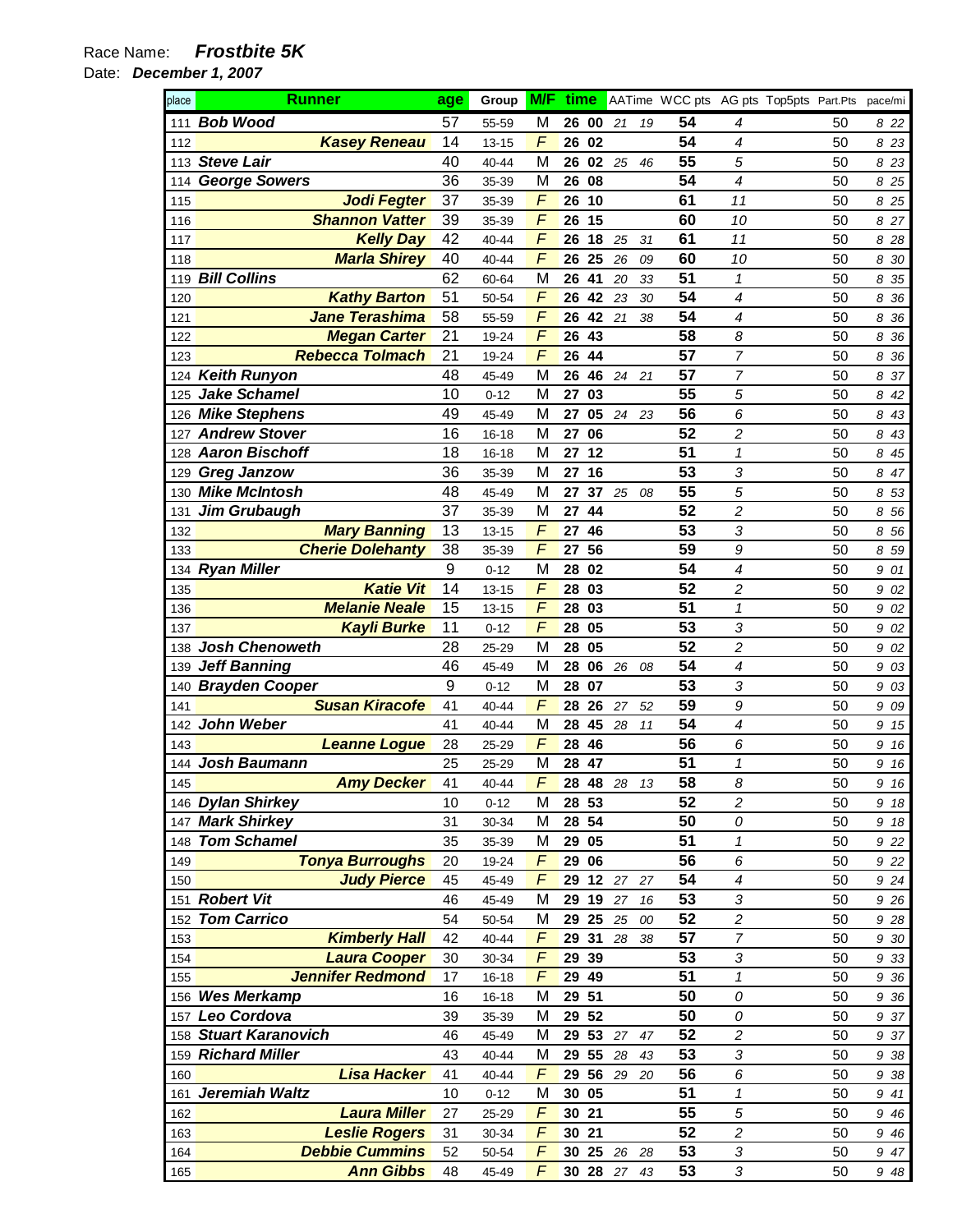Race Name: ***Frostbite 5K***

Date: ***December 1, 2007***

| place | Runner | age | Group | M/F | time | | AATime | | WCC pts | AG pts | Top5pts | Part.Pts | pace/mi | |
|---|---|---|---|---|---|---|---|---|---|---|---|---|---|---|
| 111 | Bob Wood | 57 | 55-59 | M | 26 | 00 | 21 | 19 | 54 | 4 | | 50 | 8 | 22 |
| 112 | Kasey Reneau | 14 | 13-15 | F | 26 | 02 | | | 54 | 4 | | 50 | 8 | 23 |
| 113 | Steve Lair | 40 | 40-44 | M | 26 | 02 | 25 | 46 | 55 | 5 | | 50 | 8 | 23 |
| 114 | George Sowers | 36 | 35-39 | M | 26 | 08 | | | 54 | 4 | | 50 | 8 | 25 |
| 115 | Jodi Fegter | 37 | 35-39 | F | 26 | 10 | | | 61 | 11 | | 50 | 8 | 25 |
| 116 | Shannon Vatter | 39 | 35-39 | F | 26 | 15 | | | 60 | 10 | | 50 | 8 | 27 |
| 117 | Kelly Day | 42 | 40-44 | F | 26 | 18 | 25 | 31 | 61 | 11 | | 50 | 8 | 28 |
| 118 | Marla Shirey | 40 | 40-44 | F | 26 | 25 | 26 | 09 | 60 | 10 | | 50 | 8 | 30 |
| 119 | Bill Collins | 62 | 60-64 | M | 26 | 41 | 20 | 33 | 51 | 1 | | 50 | 8 | 35 |
| 120 | Kathy Barton | 51 | 50-54 | F | 26 | 42 | 23 | 30 | 54 | 4 | | 50 | 8 | 36 |
| 121 | Jane Terashima | 58 | 55-59 | F | 26 | 42 | 21 | 38 | 54 | 4 | | 50 | 8 | 36 |
| 122 | Megan Carter | 21 | 19-24 | F | 26 | 43 | | | 58 | 8 | | 50 | 8 | 36 |
| 123 | Rebecca Tolmach | 21 | 19-24 | F | 26 | 44 | | | 57 | 7 | | 50 | 8 | 36 |
| 124 | Keith Runyon | 48 | 45-49 | M | 26 | 46 | 24 | 21 | 57 | 7 | | 50 | 8 | 37 |
| 125 | Jake Schamel | 10 | 0-12 | M | 27 | 03 | | | 55 | 5 | | 50 | 8 | 42 |
| 126 | Mike Stephens | 49 | 45-49 | M | 27 | 05 | 24 | 23 | 56 | 6 | | 50 | 8 | 43 |
| 127 | Andrew Stover | 16 | 16-18 | M | 27 | 06 | | | 52 | 2 | | 50 | 8 | 43 |
| 128 | Aaron Bischoff | 18 | 16-18 | M | 27 | 12 | | | 51 | 1 | | 50 | 8 | 45 |
| 129 | Greg Janzow | 36 | 35-39 | M | 27 | 16 | | | 53 | 3 | | 50 | 8 | 47 |
| 130 | Mike McIntosh | 48 | 45-49 | M | 27 | 37 | 25 | 08 | 55 | 5 | | 50 | 8 | 53 |
| 131 | Jim Grubaugh | 37 | 35-39 | M | 27 | 44 | | | 52 | 2 | | 50 | 8 | 56 |
| 132 | Mary Banning | 13 | 13-15 | F | 27 | 46 | | | 53 | 3 | | 50 | 8 | 56 |
| 133 | Cherie Dolehanty | 38 | 35-39 | F | 27 | 56 | | | 59 | 9 | | 50 | 8 | 59 |
| 134 | Ryan Miller | 9 | 0-12 | M | 28 | 02 | | | 54 | 4 | | 50 | 9 | 01 |
| 135 | Katie Vit | 14 | 13-15 | F | 28 | 03 | | | 52 | 2 | | 50 | 9 | 02 |
| 136 | Melanie Neale | 15 | 13-15 | F | 28 | 03 | | | 51 | 1 | | 50 | 9 | 02 |
| 137 | Kayli Burke | 11 | 0-12 | F | 28 | 05 | | | 53 | 3 | | 50 | 9 | 02 |
| 138 | Josh Chenoweth | 28 | 25-29 | M | 28 | 05 | | | 52 | 2 | | 50 | 9 | 02 |
| 139 | Jeff Banning | 46 | 45-49 | M | 28 | 06 | 26 | 08 | 54 | 4 | | 50 | 9 | 03 |
| 140 | Brayden Cooper | 9 | 0-12 | M | 28 | 07 | | | 53 | 3 | | 50 | 9 | 03 |
| 141 | Susan Kiracofe | 41 | 40-44 | F | 28 | 26 | 27 | 52 | 59 | 9 | | 50 | 9 | 09 |
| 142 | John Weber | 41 | 40-44 | M | 28 | 45 | 28 | 11 | 54 | 4 | | 50 | 9 | 15 |
| 143 | Leanne Logue | 28 | 25-29 | F | 28 | 46 | | | 56 | 6 | | 50 | 9 | 16 |
| 144 | Josh Baumann | 25 | 25-29 | M | 28 | 47 | | | 51 | 1 | | 50 | 9 | 16 |
| 145 | Amy Decker | 41 | 40-44 | F | 28 | 48 | 28 | 13 | 58 | 8 | | 50 | 9 | 16 |
| 146 | Dylan Shirkey | 10 | 0-12 | M | 28 | 53 | | | 52 | 2 | | 50 | 9 | 18 |
| 147 | Mark Shirkey | 31 | 30-34 | M | 28 | 54 | | | 50 | 0 | | 50 | 9 | 18 |
| 148 | Tom Schamel | 35 | 35-39 | M | 29 | 05 | | | 51 | 1 | | 50 | 9 | 22 |
| 149 | Tonya Burroughs | 20 | 19-24 | F | 29 | 06 | | | 56 | 6 | | 50 | 9 | 22 |
| 150 | Judy Pierce | 45 | 45-49 | F | 29 | 12 | 27 | 27 | 54 | 4 | | 50 | 9 | 24 |
| 151 | Robert Vit | 46 | 45-49 | M | 29 | 19 | 27 | 16 | 53 | 3 | | 50 | 9 | 26 |
| 152 | Tom Carrico | 54 | 50-54 | M | 29 | 25 | 25 | 00 | 52 | 2 | | 50 | 9 | 28 |
| 153 | Kimberly Hall | 42 | 40-44 | F | 29 | 31 | 28 | 38 | 57 | 7 | | 50 | 9 | 30 |
| 154 | Laura Cooper | 30 | 30-34 | F | 29 | 39 | | | 53 | 3 | | 50 | 9 | 33 |
| 155 | Jennifer Redmond | 17 | 16-18 | F | 29 | 49 | | | 51 | 1 | | 50 | 9 | 36 |
| 156 | Wes Merkamp | 16 | 16-18 | M | 29 | 51 | | | 50 | 0 | | 50 | 9 | 36 |
| 157 | Leo Cordova | 39 | 35-39 | M | 29 | 52 | | | 50 | 0 | | 50 | 9 | 37 |
| 158 | Stuart Karanovich | 46 | 45-49 | M | 29 | 53 | 27 | 47 | 52 | 2 | | 50 | 9 | 37 |
| 159 | Richard Miller | 43 | 40-44 | M | 29 | 55 | 28 | 43 | 53 | 3 | | 50 | 9 | 38 |
| 160 | Lisa Hacker | 41 | 40-44 | F | 29 | 56 | 29 | 20 | 56 | 6 | | 50 | 9 | 38 |
| 161 | Jeremiah Waltz | 10 | 0-12 | M | 30 | 05 | | | 51 | 1 | | 50 | 9 | 41 |
| 162 | Laura Miller | 27 | 25-29 | F | 30 | 21 | | | 55 | 5 | | 50 | 9 | 46 |
| 163 | Leslie Rogers | 31 | 30-34 | F | 30 | 21 | | | 52 | 2 | | 50 | 9 | 46 |
| 164 | Debbie Cummins | 52 | 50-54 | F | 30 | 25 | 26 | 28 | 53 | 3 | | 50 | 9 | 47 |
| 165 | Ann Gibbs | 48 | 45-49 | F | 30 | 28 | 27 | 43 | 53 | 3 | | 50 | 9 | 48 |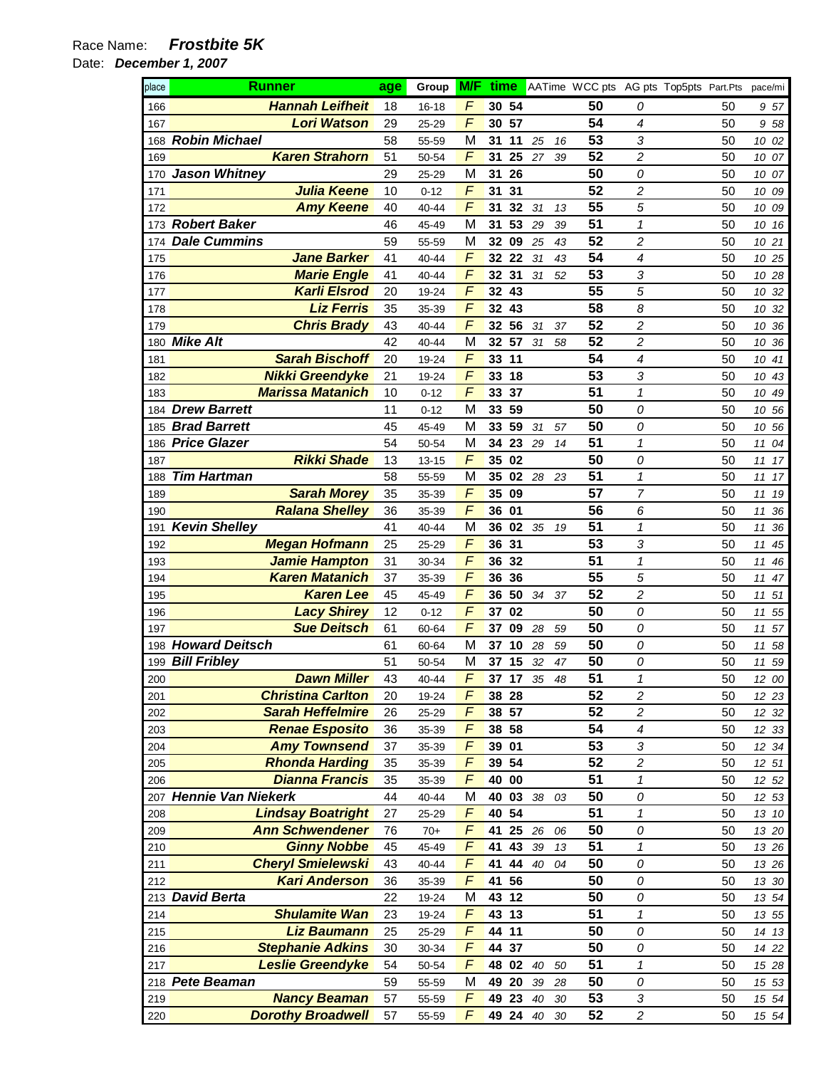Race Name: ***Frostbite 5K***

Date: ***December 1, 2007***

| place | Runner | age | Group | M/F | time | | AATime | | WCC pts | AG pts | Top5pts | Part.Pts | pace/mi | |
|---|---|---|---|---|---|---|---|---|---|---|---|---|---|---|
| 166 | Hannah Leifheit | 18 | 16-18 | F | 30 | 54 | | | 50 | 0 | | 50 | 9 | 57 |
| 167 | Lori Watson | 29 | 25-29 | F | 30 | 57 | | | 54 | 4 | | 50 | 9 | 58 |
| 168 | Robin Michael | 58 | 55-59 | M | 31 | 11 | 25 | 16 | 53 | 3 | | 50 | 10 | 02 |
| 169 | Karen Strahorn | 51 | 50-54 | F | 31 | 25 | 27 | 39 | 52 | 2 | | 50 | 10 | 07 |
| 170 | Jason Whitney | 29 | 25-29 | M | 31 | 26 | | | 50 | 0 | | 50 | 10 | 07 |
| 171 | Julia Keene | 10 | 0-12 | F | 31 | 31 | | | 52 | 2 | | 50 | 10 | 09 |
| 172 | Amy Keene | 40 | 40-44 | F | 31 | 32 | 31 | 13 | 55 | 5 | | 50 | 10 | 09 |
| 173 | Robert Baker | 46 | 45-49 | M | 31 | 53 | 29 | 39 | 51 | 1 | | 50 | 10 | 16 |
| 174 | Dale Cummins | 59 | 55-59 | M | 32 | 09 | 25 | 43 | 52 | 2 | | 50 | 10 | 21 |
| 175 | Jane Barker | 41 | 40-44 | F | 32 | 22 | 31 | 43 | 54 | 4 | | 50 | 10 | 25 |
| 176 | Marie Engle | 41 | 40-44 | F | 32 | 31 | 31 | 52 | 53 | 3 | | 50 | 10 | 28 |
| 177 | Karli Elsrod | 20 | 19-24 | F | 32 | 43 | | | 55 | 5 | | 50 | 10 | 32 |
| 178 | Liz Ferris | 35 | 35-39 | F | 32 | 43 | | | 58 | 8 | | 50 | 10 | 32 |
| 179 | Chris Brady | 43 | 40-44 | F | 32 | 56 | 31 | 37 | 52 | 2 | | 50 | 10 | 36 |
| 180 | Mike Alt | 42 | 40-44 | M | 32 | 57 | 31 | 58 | 52 | 2 | | 50 | 10 | 36 |
| 181 | Sarah Bischoff | 20 | 19-24 | F | 33 | 11 | | | 54 | 4 | | 50 | 10 | 41 |
| 182 | Nikki Greendyke | 21 | 19-24 | F | 33 | 18 | | | 53 | 3 | | 50 | 10 | 43 |
| 183 | Marissa Matanich | 10 | 0-12 | F | 33 | 37 | | | 51 | 1 | | 50 | 10 | 49 |
| 184 | Drew Barrett | 11 | 0-12 | M | 33 | 59 | | | 50 | 0 | | 50 | 10 | 56 |
| 185 | Brad Barrett | 45 | 45-49 | M | 33 | 59 | 31 | 57 | 50 | 0 | | 50 | 10 | 56 |
| 186 | Price Glazer | 54 | 50-54 | M | 34 | 23 | 29 | 14 | 51 | 1 | | 50 | 11 | 04 |
| 187 | Rikki Shade | 13 | 13-15 | F | 35 | 02 | | | 50 | 0 | | 50 | 11 | 17 |
| 188 | Tim Hartman | 58 | 55-59 | M | 35 | 02 | 28 | 23 | 51 | 1 | | 50 | 11 | 17 |
| 189 | Sarah Morey | 35 | 35-39 | F | 35 | 09 | | | 57 | 7 | | 50 | 11 | 19 |
| 190 | Ralana Shelley | 36 | 35-39 | F | 36 | 01 | | | 56 | 6 | | 50 | 11 | 36 |
| 191 | Kevin Shelley | 41 | 40-44 | M | 36 | 02 | 35 | 19 | 51 | 1 | | 50 | 11 | 36 |
| 192 | Megan Hofmann | 25 | 25-29 | F | 36 | 31 | | | 53 | 3 | | 50 | 11 | 45 |
| 193 | Jamie Hampton | 31 | 30-34 | F | 36 | 32 | | | 51 | 1 | | 50 | 11 | 46 |
| 194 | Karen Matanich | 37 | 35-39 | F | 36 | 36 | | | 55 | 5 | | 50 | 11 | 47 |
| 195 | Karen Lee | 45 | 45-49 | F | 36 | 50 | 34 | 37 | 52 | 2 | | 50 | 11 | 51 |
| 196 | Lacy Shirey | 12 | 0-12 | F | 37 | 02 | | | 50 | 0 | | 50 | 11 | 55 |
| 197 | Sue Deitsch | 61 | 60-64 | F | 37 | 09 | 28 | 59 | 50 | 0 | | 50 | 11 | 57 |
| 198 | Howard Deitsch | 61 | 60-64 | M | 37 | 10 | 28 | 59 | 50 | 0 | | 50 | 11 | 58 |
| 199 | Bill Fribley | 51 | 50-54 | M | 37 | 15 | 32 | 47 | 50 | 0 | | 50 | 11 | 59 |
| 200 | Dawn Miller | 43 | 40-44 | F | 37 | 17 | 35 | 48 | 51 | 1 | | 50 | 12 | 00 |
| 201 | Christina Carlton | 20 | 19-24 | F | 38 | 28 | | | 52 | 2 | | 50 | 12 | 23 |
| 202 | Sarah Heffelmire | 26 | 25-29 | F | 38 | 57 | | | 52 | 2 | | 50 | 12 | 32 |
| 203 | Renae Esposito | 36 | 35-39 | F | 38 | 58 | | | 54 | 4 | | 50 | 12 | 33 |
| 204 | Amy Townsend | 37 | 35-39 | F | 39 | 01 | | | 53 | 3 | | 50 | 12 | 34 |
| 205 | Rhonda Harding | 35 | 35-39 | F | 39 | 54 | | | 52 | 2 | | 50 | 12 | 51 |
| 206 | Dianna Francis | 35 | 35-39 | F | 40 | 00 | | | 51 | 1 | | 50 | 12 | 52 |
| 207 | Hennie Van Niekerk | 44 | 40-44 | M | 40 | 03 | 38 | 03 | 50 | 0 | | 50 | 12 | 53 |
| 208 | Lindsay Boatright | 27 | 25-29 | F | 40 | 54 | | | 51 | 1 | | 50 | 13 | 10 |
| 209 | Ann Schwendener | 76 | 70+ | F | 41 | 25 | 26 | 06 | 50 | 0 | | 50 | 13 | 20 |
| 210 | Ginny Nobbe | 45 | 45-49 | F | 41 | 43 | 39 | 13 | 51 | 1 | | 50 | 13 | 26 |
| 211 | Cheryl Smielewski | 43 | 40-44 | F | 41 | 44 | 40 | 04 | 50 | 0 | | 50 | 13 | 26 |
| 212 | Kari Anderson | 36 | 35-39 | F | 41 | 56 | | | 50 | 0 | | 50 | 13 | 30 |
| 213 | David Berta | 22 | 19-24 | M | 43 | 12 | | | 50 | 0 | | 50 | 13 | 54 |
| 214 | Shulamite Wan | 23 | 19-24 | F | 43 | 13 | | | 51 | 1 | | 50 | 13 | 55 |
| 215 | Liz Baumann | 25 | 25-29 | F | 44 | 11 | | | 50 | 0 | | 50 | 14 | 13 |
| 216 | Stephanie Adkins | 30 | 30-34 | F | 44 | 37 | | | 50 | 0 | | 50 | 14 | 22 |
| 217 | Leslie Greendyke | 54 | 50-54 | F | 48 | 02 | 40 | 50 | 51 | 1 | | 50 | 15 | 28 |
| 218 | Pete Beaman | 59 | 55-59 | M | 49 | 20 | 39 | 28 | 50 | 0 | | 50 | 15 | 53 |
| 219 | Nancy Beaman | 57 | 55-59 | F | 49 | 23 | 40 | 30 | 53 | 3 | | 50 | 15 | 54 |
| 220 | Dorothy Broadwell | 57 | 55-59 | F | 49 | 24 | 40 | 30 | 52 | 2 | | 50 | 15 | 54 |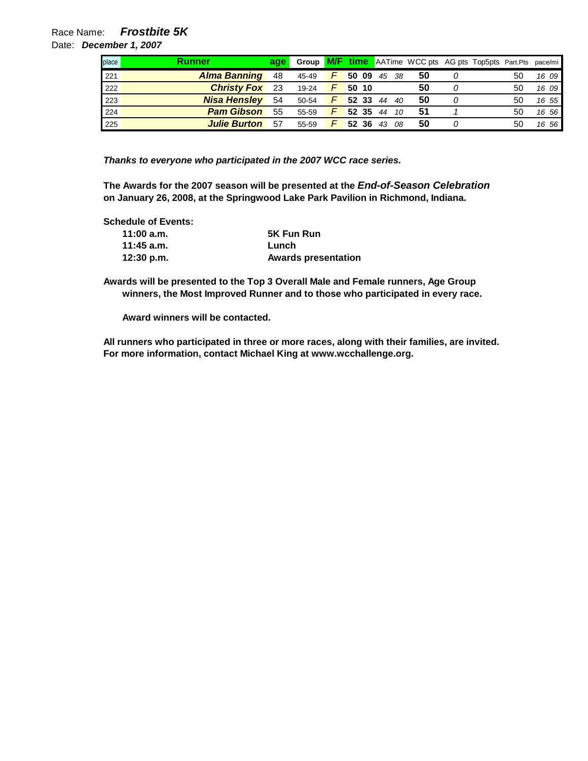Race Name: ***Frostbite 5K***

Date: ***December 1, 2007***

| place | Runner | age | Group | M/F | time | AATime | WCC pts | AG pts | Top5pts | Part.Pts | pace/mi |
|---|---|---|---|---|---|---|---|---|---|---|---|
| 221 | ***Alma Banning*** | 48 | 45-49 | *F* | **50 09** | *45 38* | **50** | *0* | | 50 | *16 09* |
| 222 | ***Christy Fox*** | 23 | 19-24 | *F* | **50 10** | | **50** | *0* | | 50 | *16 09* |
| 223 | ***Nisa Hensley*** | 54 | 50-54 | *F* | **52 33** | *44 40* | **50** | *0* | | 50 | *16 55* |
| 224 | ***Pam Gibson*** | 55 | 55-59 | *F* | **52 35** | *44 10* | **51** | *1* | | 50 | *16 56* |
| 225 | ***Julie Burton*** | 57 | 55-59 | *F* | **52 36** | *43 08* | **50** | *0* | | 50 | *16 56* |

***Thanks to everyone who participated in the 2007 WCC race series.***

**The Awards for the 2007 season will be presented at the *End-of-Season Celebration* on January 26, 2008, at the Springwood Lake Park Pavilion in Richmond, Indiana.**

**Schedule of Events:**

| | |
|---|---|
| **11:00 a.m.** | **5K Fun Run** |
| **11:45 a.m.** | **Lunch** |
| **12:30 p.m.** | **Awards presentation** |

**Awards will be presented to the Top 3 Overall Male and Female runners, Age Group winners, the Most Improved Runner and to those who participated in every race.**

**Award winners will be contacted.**

**All runners who participated in three or more races, along with their families, are invited. For more information, contact Michael King at www.wcchallenge.org.**